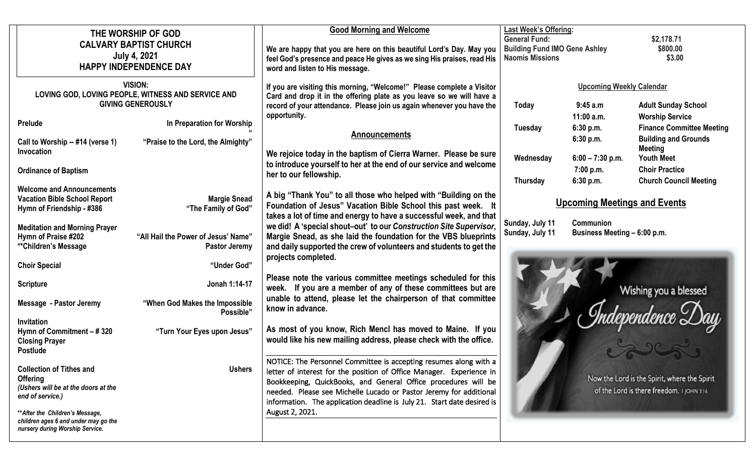# THE WORSHIP OF GOD
## CALVARY BAPTIST CHURCH
## July 4, 2021
## HAPPY INDEPENDENCE DAY

**VISION:**
**LOVING GOD, LOVING PEOPLE, WITNESS AND SERVICE AND GIVING GENEROUSLY**

| | |
|---|---|
| **Prelude** | **In Preparation for Worship** |
| **Call to Worship -- #14 (verse 1)** | **"Praise to the Lord, the Almighty"** |
| **Invocation** | |
| **Ordinance of Baptism** | |
| **Welcome and Announcements** | |
| **Vacation Bible School Report** | **Margie Snead** |
| **Hymn of Friendship - #386** | **"The Family of God"** |
| **Meditation and Morning Prayer** | |
| **Hymn of Praise #202** | **"All Hail the Power of Jesus' Name"** |
| **\*\*Children's Message** | **Pastor Jeremy** |
| **Choir Special** | **"Under God"** |
| **Scripture** | **Jonah 1:14-17** |
| **Message - Pastor Jeremy** | **"When God Makes the Impossible Possible"** |
| **Invitation** | |
| **Hymn of Commitment – # 320** | **"Turn Your Eyes upon Jesus"** |
| **Closing Prayer** | |
| **Postlude** | |
| **Collection of Tithes and Offering** | **Ushers** |

***(Ushers will be at the doors at the end of service.)***

***\*\*After the Children's Message, children ages 6 and under may go the nursery during Worship Service.***

## Good Morning and Welcome

**We are happy that you are here on this beautiful Lord's Day. May you feel God's presence and peace He gives as we sing His praises, read His word and listen to His message.**

**If you are visiting this morning, "Welcome!" Please complete a Visitor Card and drop it in the offering plate as you leave so we will have a record of your attendance. Please join us again whenever you have the opportunity.**

## Announcements

**We rejoice today in the baptism of Cierra Warner. Please be sure to introduce yourself to her at the end of our service and welcome her to our fellowship.**

**A big "Thank You" to all those who helped with "Building on the Foundation of Jesus" Vacation Bible School this past week. It takes a lot of time and energy to have a successful week, and that we did! A 'special shout–out' to our *Construction Site Supervisor*, Margie Snead, as she laid the foundation for the VBS blueprints and daily supported the crew of volunteers and students to get the projects completed.**

**Please note the various committee meetings scheduled for this week. If you are a member of any of these committees but are unable to attend, please let the chairperson of that committee know in advance.**

**As most of you know, Rich Mencl has moved to Maine. If you would like his new mailing address, please check with the office.**

NOTICE: The Personnel Committee is accepting resumes along with a letter of interest for the position of Office Manager. Experience in Bookkeeping, QuickBooks, and General Office procedures will be needed. Please see Michelle Lucado or Pastor Jeremy for additional information. The application deadline is July 21. Start date desired is August 2, 2021.

**Last Week's Offering:**

| | |
|---|---|
| **General Fund:** | **$2,178.71** |
| **Building Fund IMO Gene Ashley** | **$800.00** |
| **Naomis Missions** | **$3.00** |

## Upcoming Weekly Calendar

| | | |
|---|---|---|
| **Today** | **9:45 a.m** | **Adult Sunday School** |
| | **11:00 a.m.** | **Worship Service** |
| **Tuesday** | **6:30 p.m.** | **Finance Committee Meeting** |
| | **6:30 p.m.** | **Building and Grounds Meeting** |
| **Wednesday** | **6:00 – 7:30 p.m.** | **Youth Meet** |
| | **7:00 p.m.** | **Choir Practice** |
| **Thursday** | **6:30 p.m.** | **Church Council Meeting** |

## Upcoming Meetings and Events

**Sunday, July 11** **Communion**
**Sunday, July 11** **Business Meeting – 6:00 p.m.**

Wishing you a blessed *Independence Day*

Now the Lord is the Spirit, where the Spirit of the Lord is there freedom. I JOHN 3:16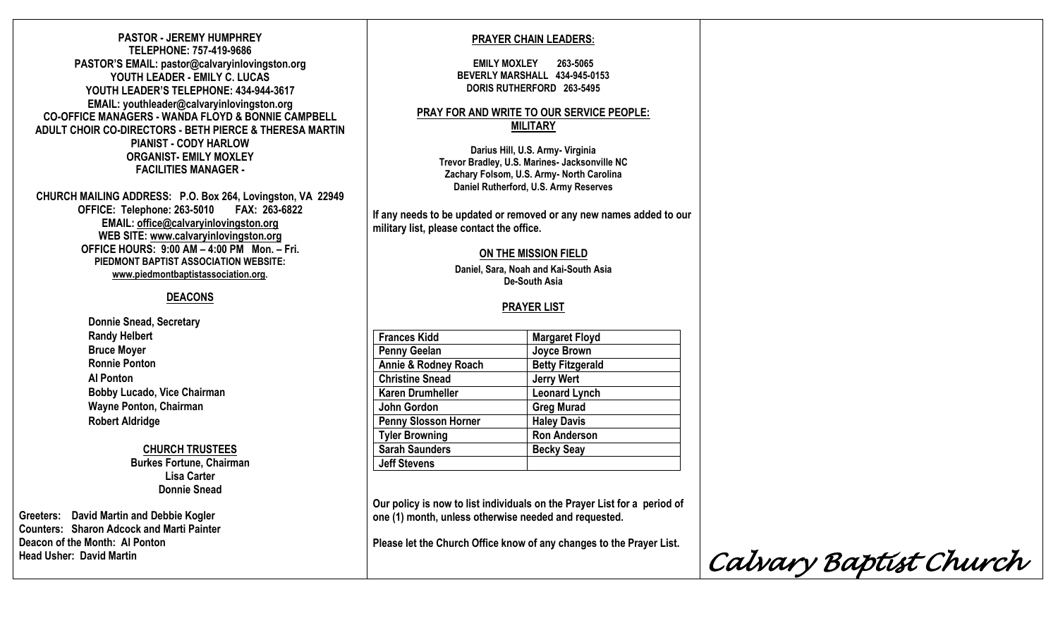**PASTOR - JEREMY HUMPHREY**
**TELEPHONE: 757-419-9686**
**PASTOR'S EMAIL: pastor@calvaryinlovingston.org**
**YOUTH LEADER - EMILY C. LUCAS**
**YOUTH LEADER'S TELEPHONE: 434-944-3617**
**EMAIL: youthleader@calvaryinlovingston.org**
**CO-OFFICE MANAGERS - WANDA FLOYD & BONNIE CAMPBELL**
**ADULT CHOIR CO-DIRECTORS - BETH PIERCE & THERESA MARTIN**
**PIANIST - CODY HARLOW**
**ORGANIST- EMILY MOXLEY**
**FACILITIES MANAGER -**

**CHURCH MAILING ADDRESS: P.O. Box 264, Lovingston, VA 22949**
**OFFICE: Telephone: 263-5010 FAX: 263-6822**
**EMAIL: office@calvaryinlovingston.org**
**WEB SITE: www.calvaryinlovingston.org**
**OFFICE HOURS: 9:00 AM – 4:00 PM Mon. – Fri.**
**PIEDMONT BAPTIST ASSOCIATION WEBSITE:**
**www.piedmontbaptistassociation.org.**

## DEACONS

**Donnie Snead, Secretary**
**Randy Helbert**
**Bruce Moyer**
**Ronnie Ponton**
**Al Ponton**
**Bobby Lucado, Vice Chairman**
**Wayne Ponton, Chairman**
**Robert Aldridge**

## CHURCH TRUSTEES

**Burkes Fortune, Chairman**
**Lisa Carter**
**Donnie Snead**

**Greeters: David Martin and Debbie Kogler**
**Counters: Sharon Adcock and Marti Painter**
**Deacon of the Month: Al Ponton**
**Head Usher: David Martin**

## PRAYER CHAIN LEADERS:

**EMILY MOXLEY 263-5065**
**BEVERLY MARSHALL 434-945-0153**
**DORIS RUTHERFORD 263-5495**

## PRAY FOR AND WRITE TO OUR SERVICE PEOPLE:

### MILITARY

**Darius Hill, U.S. Army- Virginia**
**Trevor Bradley, U.S. Marines- Jacksonville NC**
**Zachary Folsom, U.S. Army- North Carolina**
**Daniel Rutherford, U.S. Army Reserves**

**If any needs to be updated or removed or any new names added to our military list, please contact the office.**

## ON THE MISSION FIELD

**Daniel, Sara, Noah and Kai-South Asia**
**De-South Asia**

## PRAYER LIST

| | |
|---|---|
| Frances Kidd | Margaret Floyd |
| Penny Geelan | Joyce Brown |
| Annie & Rodney Roach | Betty Fitzgerald |
| Christine Snead | Jerry Wert |
| Karen Drumheller | Leonard Lynch |
| John Gordon | Greg Murad |
| Penny Slosson Horner | Haley Davis |
| Tyler Browning | Ron Anderson |
| Sarah Saunders | Becky Seay |
| Jeff Stevens | |

**Our policy is now to list individuals on the Prayer List for a period of one (1) month, unless otherwise needed and requested.**

**Please let the Church Office know of any changes to the Prayer List.**

*Calvary Baptist Church*